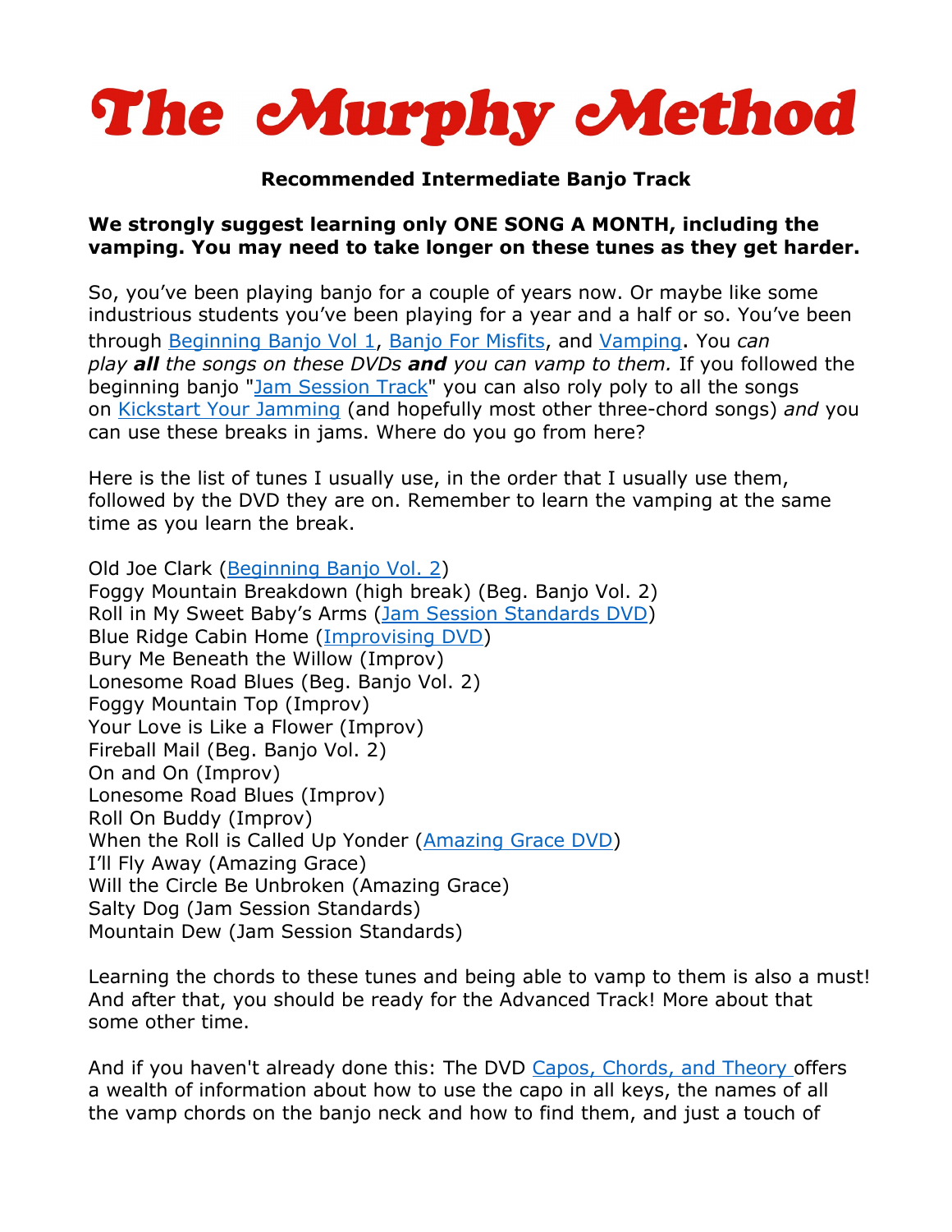# The Murphy Method

**Recommended Intermediate Banjo Track**

**We strongly suggest learning only ONE SONG A MONTH, including the vamping. You may need to take longer on these tunes as they get harder.**

So, you've been playing banjo for a couple of years now. Or maybe like some industrious students you've been playing for a year and a half or so. You've been through Beginning Banjo Vol 1, Banjo For Misfits, and Vamping. You *can play **all** the songs on these DVDs **and** you can vamp to them.* If you followed the beginning banjo "Jam Session Track" you can also roly poly to all the songs on Kickstart Your Jamming (and hopefully most other three-chord songs) *and* you can use these breaks in jams. Where do you go from here?

Here is the list of tunes I usually use, in the order that I usually use them, followed by the DVD they are on. Remember to learn the vamping at the same time as you learn the break.

Old Joe Clark (Beginning Banjo Vol. 2)
Foggy Mountain Breakdown (high break) (Beg. Banjo Vol. 2)
Roll in My Sweet Baby's Arms (Jam Session Standards DVD)
Blue Ridge Cabin Home (Improvising DVD)
Bury Me Beneath the Willow (Improv)
Lonesome Road Blues (Beg. Banjo Vol. 2)
Foggy Mountain Top (Improv)
Your Love is Like a Flower (Improv)
Fireball Mail (Beg. Banjo Vol. 2)
On and On (Improv)
Lonesome Road Blues (Improv)
Roll On Buddy (Improv)
When the Roll is Called Up Yonder (Amazing Grace DVD)
I'll Fly Away (Amazing Grace)
Will the Circle Be Unbroken (Amazing Grace)
Salty Dog (Jam Session Standards)
Mountain Dew (Jam Session Standards)

Learning the chords to these tunes and being able to vamp to them is also a must! And after that, you should be ready for the Advanced Track! More about that some other time.

And if you haven't already done this: The DVD Capos, Chords, and Theory offers a wealth of information about how to use the capo in all keys, the names of all the vamp chords on the banjo neck and how to find them, and just a touch of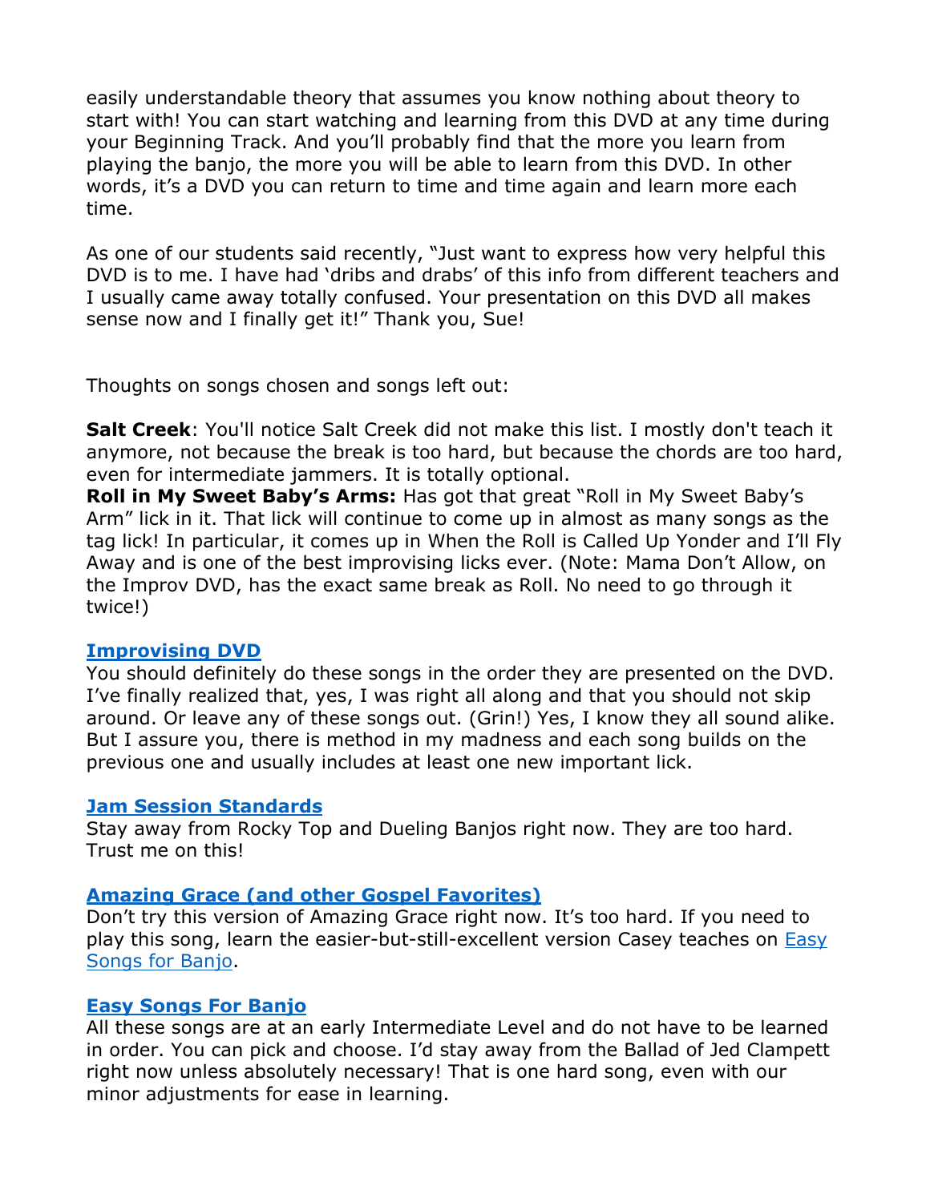easily understandable theory that assumes you know nothing about theory to start with! You can start watching and learning from this DVD at any time during your Beginning Track. And you'll probably find that the more you learn from playing the banjo, the more you will be able to learn from this DVD. In other words, it's a DVD you can return to time and time again and learn more each time.

As one of our students said recently, "Just want to express how very helpful this DVD is to me. I have had 'dribs and drabs' of this info from different teachers and I usually came away totally confused. Your presentation on this DVD all makes sense now and I finally get it!" Thank you, Sue!

Thoughts on songs chosen and songs left out:

**Salt Creek**: You'll notice Salt Creek did not make this list. I mostly don't teach it anymore, not because the break is too hard, but because the chords are too hard, even for intermediate jammers. It is totally optional.
**Roll in My Sweet Baby's Arms:** Has got that great "Roll in My Sweet Baby's Arm" lick in it. That lick will continue to come up in almost as many songs as the tag lick! In particular, it comes up in When the Roll is Called Up Yonder and I'll Fly Away and is one of the best improvising licks ever. (Note: Mama Don't Allow, on the Improv DVD, has the exact same break as Roll. No need to go through it twice!)

**Improvising DVD**
You should definitely do these songs in the order they are presented on the DVD. I've finally realized that, yes, I was right all along and that you should not skip around. Or leave any of these songs out. (Grin!) Yes, I know they all sound alike. But I assure you, there is method in my madness and each song builds on the previous one and usually includes at least one new important lick.

**Jam Session Standards**
Stay away from Rocky Top and Dueling Banjos right now. They are too hard. Trust me on this!

**Amazing Grace (and other Gospel Favorites)**
Don't try this version of Amazing Grace right now. It's too hard. If you need to play this song, learn the easier-but-still-excellent version Casey teaches on Easy Songs for Banjo.

**Easy Songs For Banjo**
All these songs are at an early Intermediate Level and do not have to be learned in order. You can pick and choose. I'd stay away from the Ballad of Jed Clampett right now unless absolutely necessary! That is one hard song, even with our minor adjustments for ease in learning.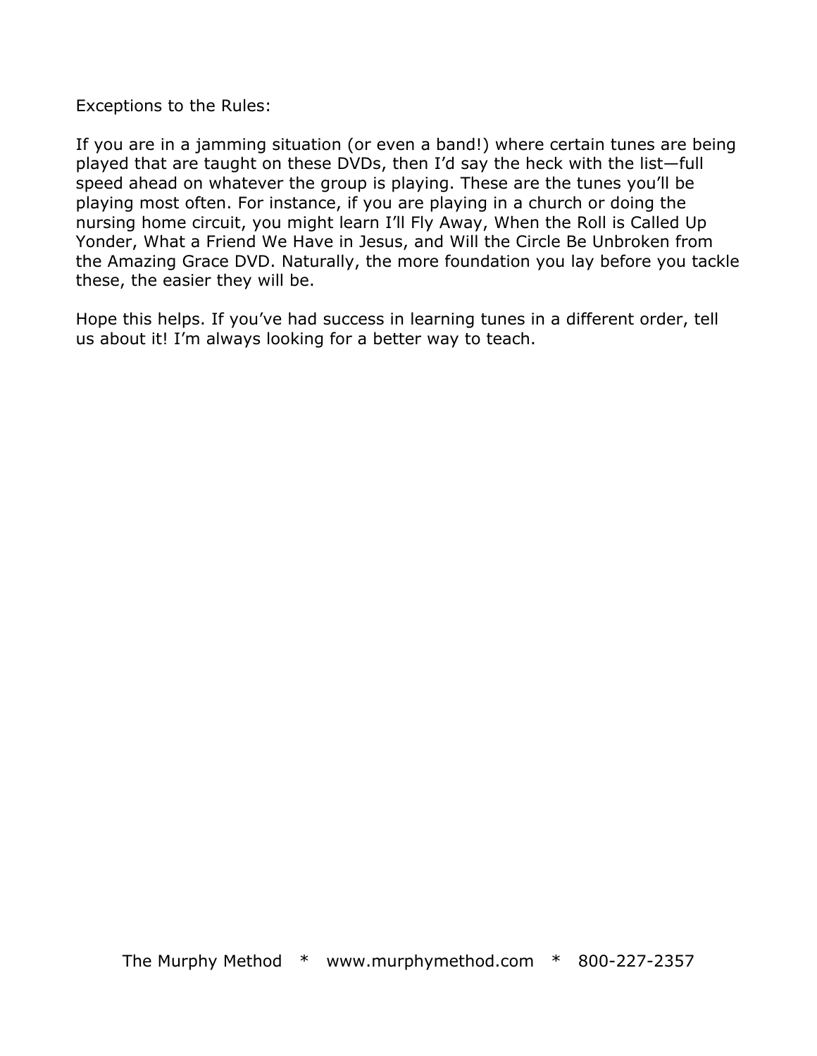Exceptions to the Rules:

If you are in a jamming situation (or even a band!) where certain tunes are being played that are taught on these DVDs, then I'd say the heck with the list—full speed ahead on whatever the group is playing. These are the tunes you'll be playing most often. For instance, if you are playing in a church or doing the nursing home circuit, you might learn I'll Fly Away, When the Roll is Called Up Yonder, What a Friend We Have in Jesus, and Will the Circle Be Unbroken from the Amazing Grace DVD. Naturally, the more foundation you lay before you tackle these, the easier they will be.

Hope this helps. If you've had success in learning tunes in a different order, tell us about it! I'm always looking for a better way to teach.